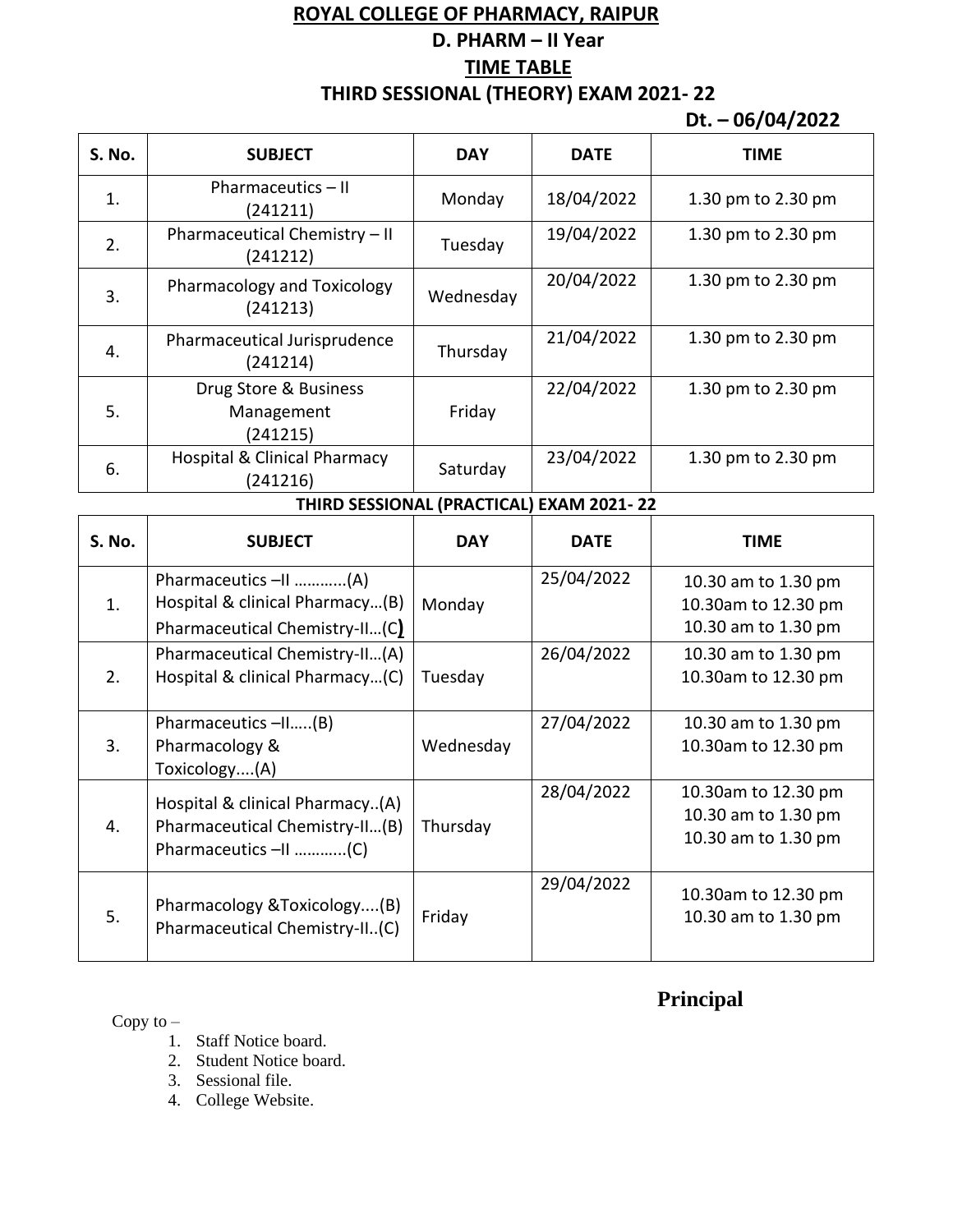# ROYAL COLLEGE OF PHARMACY, RAIPUR

## D. PHARM – II Year

## TIME TABLE

## THIRD SESSIONAL (THEORY) EXAM 2021- 22

**Dt. – 06/04/2022**

| S. No. | SUBJECT | DAY | DATE | TIME |
|---|---|---|---|---|
| 1. | Pharmaceutics – II (241211) | Monday | 18/04/2022 | 1.30 pm to 2.30 pm |
| 2. | Pharmaceutical Chemistry – II (241212) | Tuesday | 19/04/2022 | 1.30 pm to 2.30 pm |
| 3. | Pharmacology and Toxicology (241213) | Wednesday | 20/04/2022 | 1.30 pm to 2.30 pm |
| 4. | Pharmaceutical Jurisprudence (241214) | Thursday | 21/04/2022 | 1.30 pm to 2.30 pm |
| 5. | Drug Store & Business Management (241215) | Friday | 22/04/2022 | 1.30 pm to 2.30 pm |
| 6. | Hospital & Clinical Pharmacy (241216) | Saturday | 23/04/2022 | 1.30 pm to 2.30 pm |

**THIRD SESSIONAL (PRACTICAL) EXAM 2021- 22**

| S. No. | SUBJECT | DAY | DATE | TIME |
|---|---|---|---|---|
| 1. | Pharmaceutics –II …………(A)<br>Hospital & clinical Pharmacy…(B)<br>Pharmaceutical Chemistry-II…(C) | Monday | 25/04/2022 | 10.30 am to 1.30 pm<br>10.30am to 12.30 pm<br>10.30 am to 1.30 pm |
| 2. | Pharmaceutical Chemistry-II…(A)<br>Hospital & clinical Pharmacy…(C) | Tuesday | 26/04/2022 | 10.30 am to 1.30 pm<br>10.30am to 12.30 pm |
| 3. | Pharmaceutics –II…..(B)<br>Pharmacology & Toxicology....(A) | Wednesday | 27/04/2022 | 10.30 am to 1.30 pm<br>10.30am to 12.30 pm |
| 4. | Hospital & clinical Pharmacy..(A)<br>Pharmaceutical Chemistry-II…(B)<br>Pharmaceutics –II …………(C) | Thursday | 28/04/2022 | 10.30am to 12.30 pm<br>10.30 am to 1.30 pm<br>10.30 am to 1.30 pm |
| 5. | Pharmacology &Toxicology....(B)<br>Pharmaceutical Chemistry-II..(C) | Friday | 29/04/2022 | 10.30am to 12.30 pm<br>10.30 am to 1.30 pm |

**Principal**

Copy to –

1. Staff Notice board.
2. Student Notice board.
3. Sessional file.
4. College Website.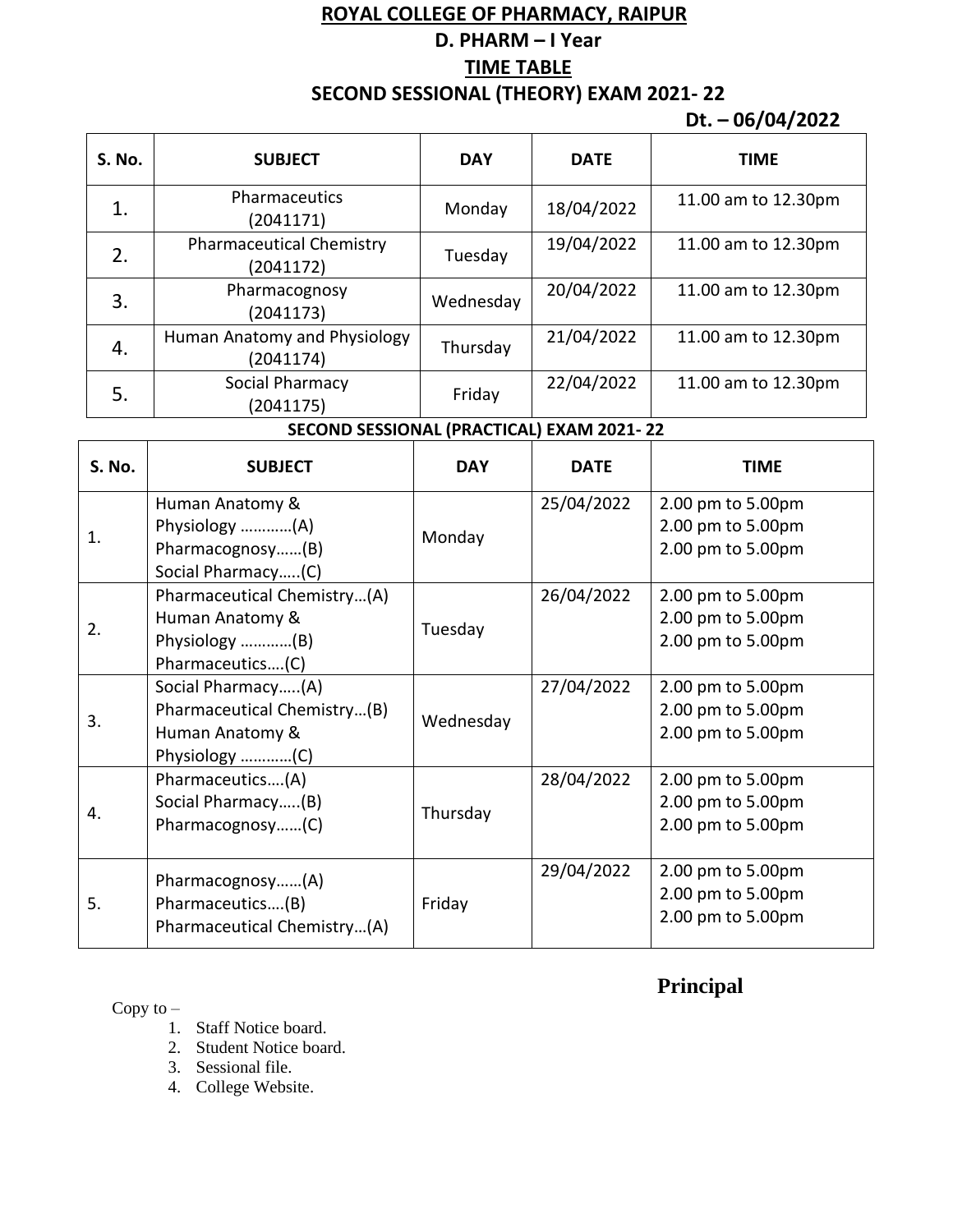# ROYAL COLLEGE OF PHARMACY, RAIPUR

## D. PHARM – I Year

## TIME TABLE

## SECOND SESSIONAL (THEORY) EXAM 2021- 22

**Dt. – 06/04/2022**

| S. No. | SUBJECT | DAY | DATE | TIME |
|---|---|---|---|---|
| 1. | Pharmaceutics (2041171) | Monday | 18/04/2022 | 11.00 am to 12.30pm |
| 2. | Pharmaceutical Chemistry (2041172) | Tuesday | 19/04/2022 | 11.00 am to 12.30pm |
| 3. | Pharmacognosy (2041173) | Wednesday | 20/04/2022 | 11.00 am to 12.30pm |
| 4. | Human Anatomy and Physiology (2041174) | Thursday | 21/04/2022 | 11.00 am to 12.30pm |
| 5. | Social Pharmacy (2041175) | Friday | 22/04/2022 | 11.00 am to 12.30pm |

## SECOND SESSIONAL (PRACTICAL) EXAM 2021- 22

| S. No. | SUBJECT | DAY | DATE | TIME |
|---|---|---|---|---|
| 1. | Human Anatomy & Physiology …………(A)<br>Pharmacognosy……(B)<br>Social Pharmacy…..(C) | Monday | 25/04/2022 | 2.00 pm to 5.00pm<br>2.00 pm to 5.00pm<br>2.00 pm to 5.00pm |
| 2. | Pharmaceutical Chemistry…(A)<br>Human Anatomy & Physiology …………(B)<br>Pharmaceutics….(C) | Tuesday | 26/04/2022 | 2.00 pm to 5.00pm<br>2.00 pm to 5.00pm<br>2.00 pm to 5.00pm |
| 3. | Social Pharmacy…..(A)<br>Pharmaceutical Chemistry…(B)<br>Human Anatomy & Physiology …………(C) | Wednesday | 27/04/2022 | 2.00 pm to 5.00pm<br>2.00 pm to 5.00pm<br>2.00 pm to 5.00pm |
| 4. | Pharmaceutics….(A)<br>Social Pharmacy…..(B)<br>Pharmacognosy……(C) | Thursday | 28/04/2022 | 2.00 pm to 5.00pm<br>2.00 pm to 5.00pm<br>2.00 pm to 5.00pm |
| 5. | Pharmacognosy……(A)<br>Pharmaceutics….(B)<br>Pharmaceutical Chemistry…(A) | Friday | 29/04/2022 | 2.00 pm to 5.00pm<br>2.00 pm to 5.00pm<br>2.00 pm to 5.00pm |

**Principal**

Copy to –

1. Staff Notice board.
2. Student Notice board.
3. Sessional file.
4. College Website.